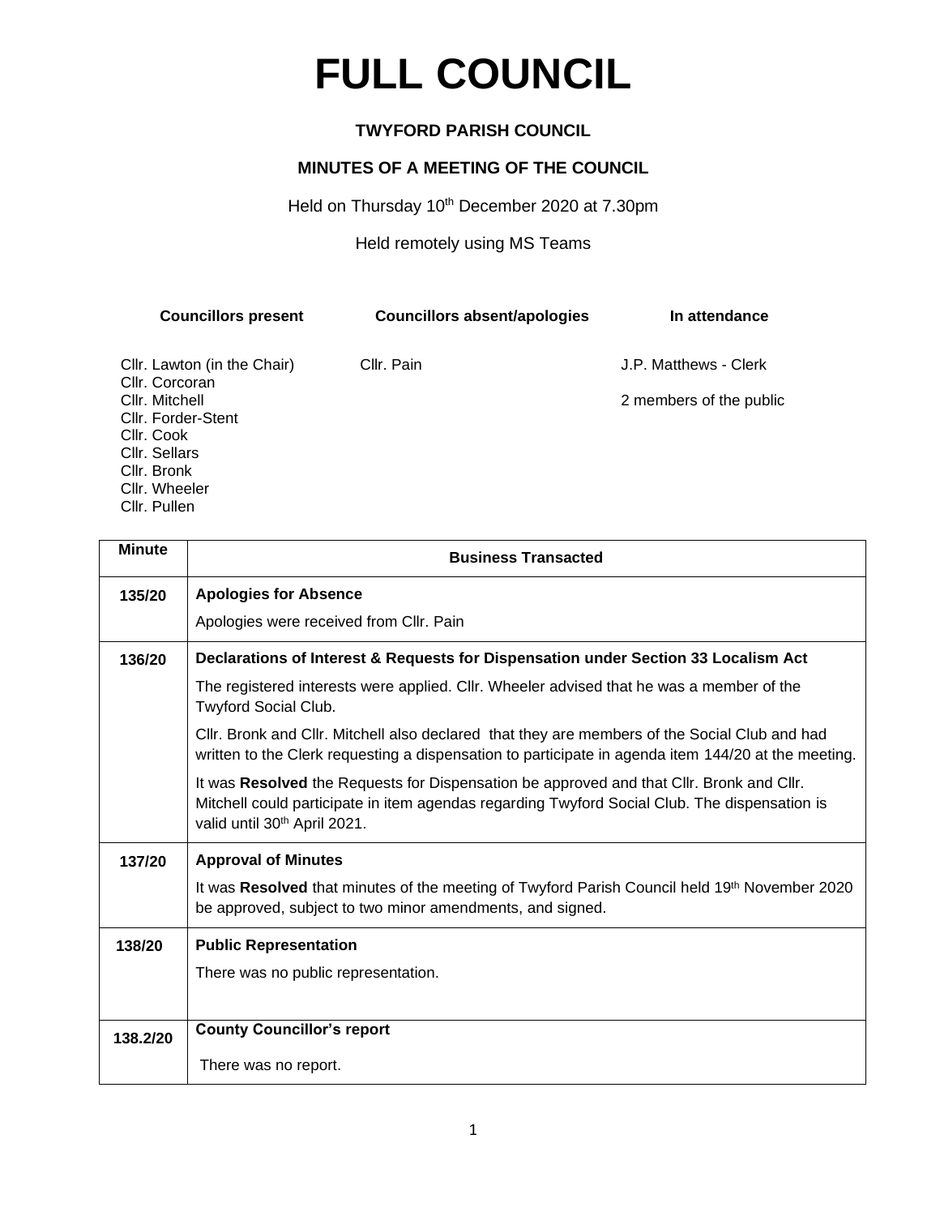# FULL COUNCIL

**TWYFORD PARISH COUNCIL**

**MINUTES OF A MEETING OF THE COUNCIL**

Held on Thursday 10th December 2020 at 7.30pm

Held remotely using MS Teams

| Councillors present | Councillors absent/apologies | In attendance |
|---|---|---|
| Cllr. Lawton (in the Chair)<br>Cllr. Corcoran<br>Cllr. Mitchell<br>Cllr. Forder-Stent<br>Cllr. Cook<br>Cllr. Sellars<br>Cllr. Bronk<br>Cllr. Wheeler<br>Cllr. Pullen | Cllr. Pain | J.P. Matthews - Clerk<br><br>2 members of the public |

| Minute | Business Transacted |
|---|---|
| **135/20** | **Apologies for Absence**<br><br>Apologies were received from Cllr. Pain |
| **136/20** | **Declarations of Interest & Requests for Dispensation under Section 33 Localism Act**<br><br>The registered interests were applied. Cllr. Wheeler advised that he was a member of the Twyford Social Club.<br><br>Cllr. Bronk and Cllr. Mitchell also declared that they are members of the Social Club and had written to the Clerk requesting a dispensation to participate in agenda item 144/20 at the meeting.<br><br>It was **Resolved** the Requests for Dispensation be approved and that Cllr. Bronk and Cllr. Mitchell could participate in item agendas regarding Twyford Social Club. The dispensation is valid until 30th April 2021. |
| **137/20** | **Approval of Minutes**<br><br>It was **Resolved** that minutes of the meeting of Twyford Parish Council held 19th November 2020 be approved, subject to two minor amendments, and signed. |
| **138/20** | **Public Representation**<br><br>There was no public representation. |
| **138.2/20** | **County Councillor's report**<br><br>There was no report. |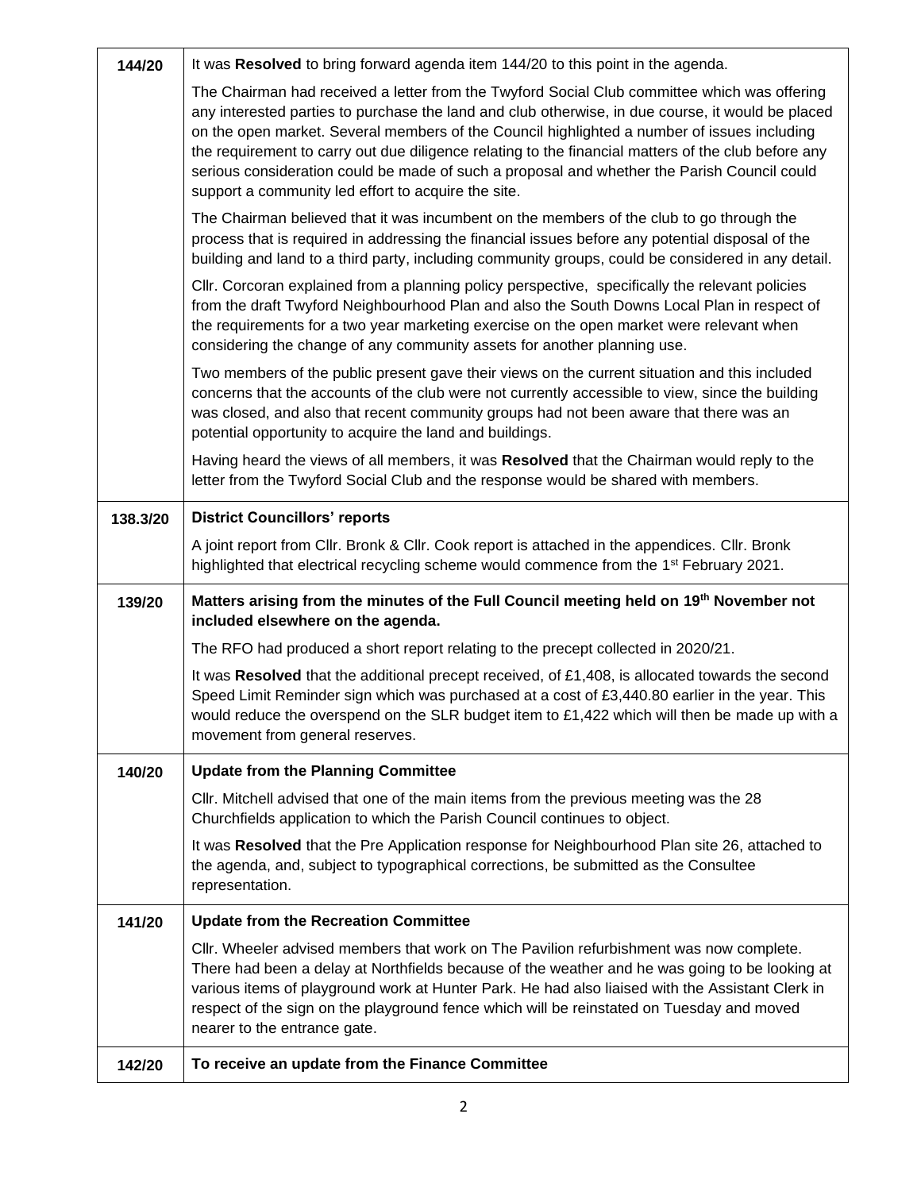| | |
|---|---|
| **144/20** | It was **Resolved** to bring forward agenda item 144/20 to this point in the agenda.<br><br>The Chairman had received a letter from the Twyford Social Club committee which was offering any interested parties to purchase the land and club otherwise, in due course, it would be placed on the open market. Several members of the Council highlighted a number of issues including the requirement to carry out due diligence relating to the financial matters of the club before any serious consideration could be made of such a proposal and whether the Parish Council could support a community led effort to acquire the site.<br><br>The Chairman believed that it was incumbent on the members of the club to go through the process that is required in addressing the financial issues before any potential disposal of the building and land to a third party, including community groups, could be considered in any detail.<br><br>Cllr. Corcoran explained from a planning policy perspective, specifically the relevant policies from the draft Twyford Neighbourhood Plan and also the South Downs Local Plan in respect of the requirements for a two year marketing exercise on the open market were relevant when considering the change of any community assets for another planning use.<br><br>Two members of the public present gave their views on the current situation and this included concerns that the accounts of the club were not currently accessible to view, since the building was closed, and also that recent community groups had not been aware that there was an potential opportunity to acquire the land and buildings.<br><br>Having heard the views of all members, it was **Resolved** that the Chairman would reply to the letter from the Twyford Social Club and the response would be shared with members. |
| **138.3/20** | **District Councillors' reports**<br><br>A joint report from Cllr. Bronk & Cllr. Cook report is attached in the appendices. Cllr. Bronk highlighted that electrical recycling scheme would commence from the 1st February 2021. |
| **139/20** | **Matters arising from the minutes of the Full Council meeting held on 19th November not included elsewhere on the agenda.**<br><br>The RFO had produced a short report relating to the precept collected in 2020/21.<br><br>It was **Resolved** that the additional precept received, of £1,408, is allocated towards the second Speed Limit Reminder sign which was purchased at a cost of £3,440.80 earlier in the year. This would reduce the overspend on the SLR budget item to £1,422 which will then be made up with a movement from general reserves. |
| **140/20** | **Update from the Planning Committee**<br><br>Cllr. Mitchell advised that one of the main items from the previous meeting was the 28 Churchfields application to which the Parish Council continues to object.<br><br>It was **Resolved** that the Pre Application response for Neighbourhood Plan site 26, attached to the agenda, and, subject to typographical corrections, be submitted as the Consultee representation. |
| **141/20** | **Update from the Recreation Committee**<br><br>Cllr. Wheeler advised members that work on The Pavilion refurbishment was now complete. There had been a delay at Northfields because of the weather and he was going to be looking at various items of playground work at Hunter Park. He had also liaised with the Assistant Clerk in respect of the sign on the playground fence which will be reinstated on Tuesday and moved nearer to the entrance gate. |
| **142/20** | **To receive an update from the Finance Committee** |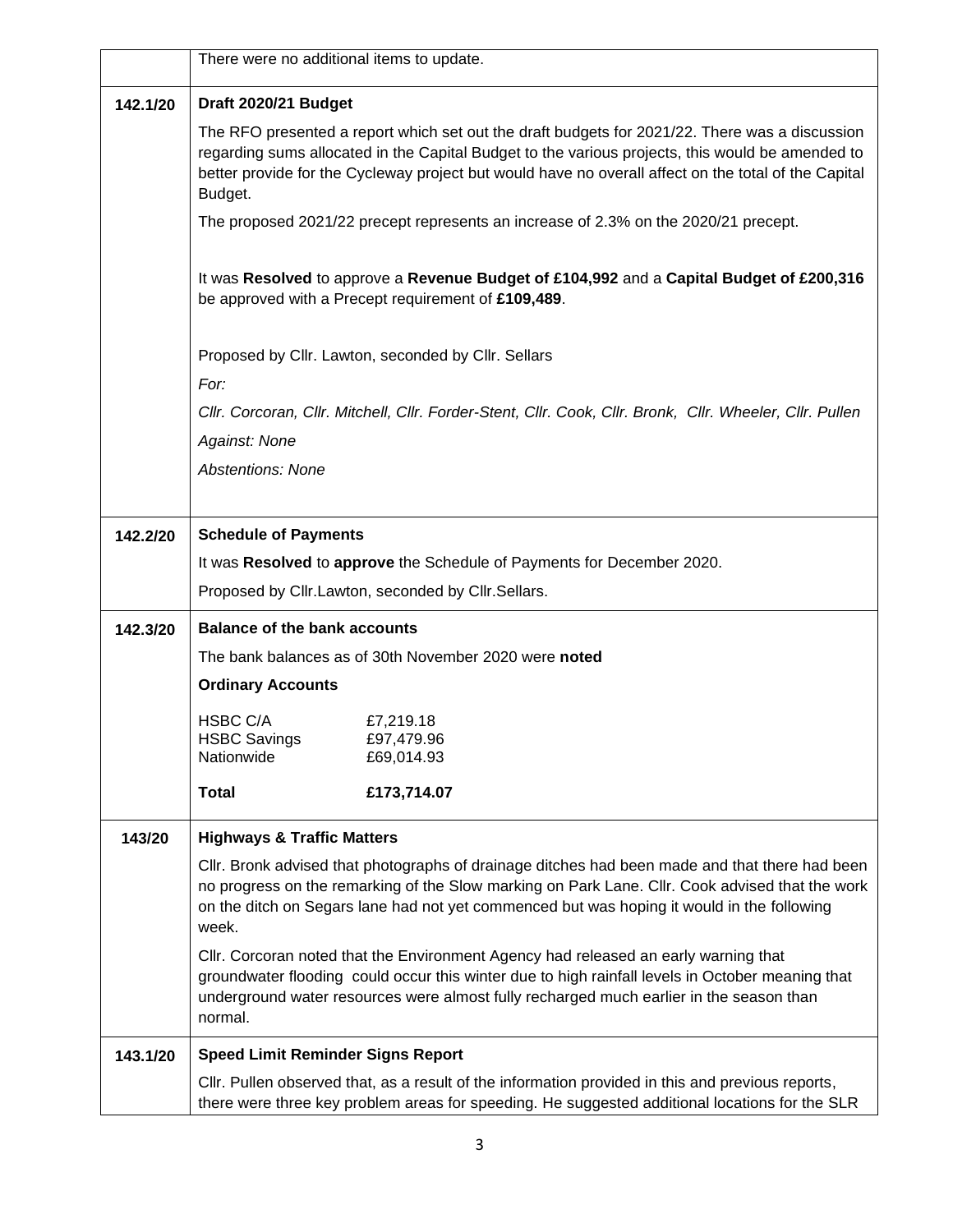| | |
|---|---|
| | There were no additional items to update. |
| **142.1/20** | **Draft 2020/21 Budget**<br><br>The RFO presented a report which set out the draft budgets for 2021/22. There was a discussion regarding sums allocated in the Capital Budget to the various projects, this would be amended to better provide for the Cycleway project but would have no overall affect on the total of the Capital Budget.<br><br>The proposed 2021/22 precept represents an increase of 2.3% on the 2020/21 precept.<br><br>It was **Resolved** to approve a **Revenue Budget of £104,992** and a **Capital Budget of £200,316** be approved with a Precept requirement of **£109,489**.<br><br>Proposed by Cllr. Lawton, seconded by Cllr. Sellars<br><br>*For:*<br><br>*Cllr. Corcoran, Cllr. Mitchell, Cllr. Forder-Stent, Cllr. Cook, Cllr. Bronk, Cllr. Wheeler, Cllr. Pullen*<br><br>*Against: None*<br><br>*Abstentions: None* |
| **142.2/20** | **Schedule of Payments**<br><br>It was **Resolved** to **approve** the Schedule of Payments for December 2020.<br><br>Proposed by Cllr.Lawton, seconded by Cllr.Sellars. |
| **142.3/20** | **Balance of the bank accounts**<br><br>The bank balances as of 30th November 2020 were **noted**<br><br>**Ordinary Accounts**<br><br>HSBC C/A £7,219.18<br>HSBC Savings £97,479.96<br>Nationwide £69,014.93<br><br>**Total £173,714.07** |
| **143/20** | **Highways & Traffic Matters**<br><br>Cllr. Bronk advised that photographs of drainage ditches had been made and that there had been no progress on the remarking of the Slow marking on Park Lane. Cllr. Cook advised that the work on the ditch on Segars lane had not yet commenced but was hoping it would in the following week.<br><br>Cllr. Corcoran noted that the Environment Agency had released an early warning that groundwater flooding could occur this winter due to high rainfall levels in October meaning that underground water resources were almost fully recharged much earlier in the season than normal. |
| **143.1/20** | **Speed Limit Reminder Signs Report**<br><br>Cllr. Pullen observed that, as a result of the information provided in this and previous reports, there were three key problem areas for speeding. He suggested additional locations for the SLR |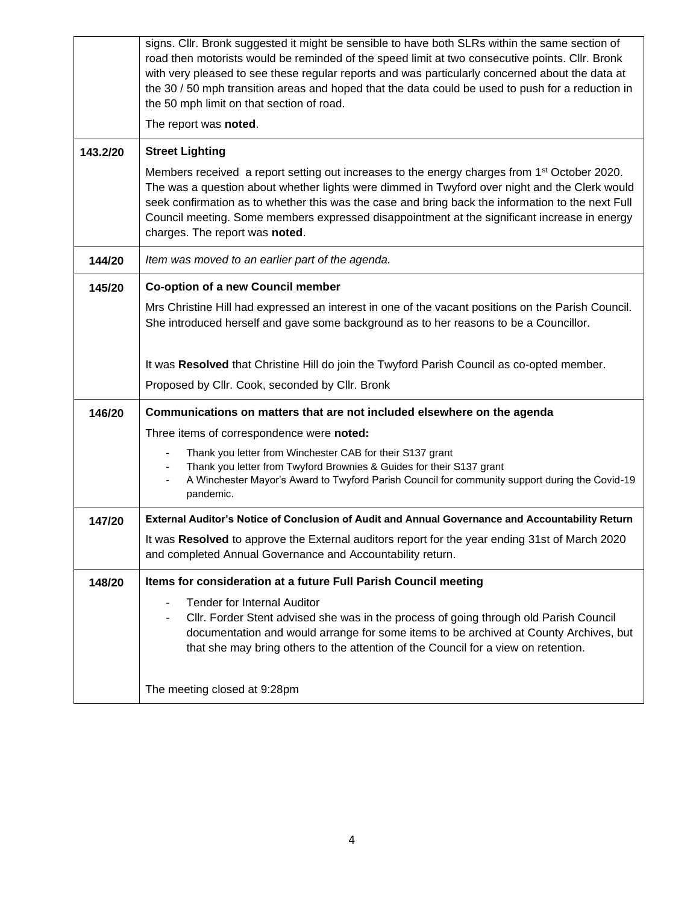| | |
|---|---|
| | signs. Cllr. Bronk suggested it might be sensible to have both SLRs within the same section of road then motorists would be reminded of the speed limit at two consecutive points. Cllr. Bronk with very pleased to see these regular reports and was particularly concerned about the data at the 30 / 50 mph transition areas and hoped that the data could be used to push for a reduction in the 50 mph limit on that section of road.<br><br>The report was **noted**. |
| **143.2/20** | **Street Lighting**<br><br>Members received a report setting out increases to the energy charges from 1st October 2020. The was a question about whether lights were dimmed in Twyford over night and the Clerk would seek confirmation as to whether this was the case and bring back the information to the next Full Council meeting. Some members expressed disappointment at the significant increase in energy charges. The report was **noted**. |
| **144/20** | *Item was moved to an earlier part of the agenda.* |
| **145/20** | **Co-option of a new Council member**<br><br>Mrs Christine Hill had expressed an interest in one of the vacant positions on the Parish Council. She introduced herself and gave some background as to her reasons to be a Councillor.<br><br>It was **Resolved** that Christine Hill do join the Twyford Parish Council as co-opted member.<br><br>Proposed by Cllr. Cook, seconded by Cllr. Bronk |
| **146/20** | **Communications on matters that are not included elsewhere on the agenda**<br><br>Three items of correspondence were **noted:**<br>- Thank you letter from Winchester CAB for their S137 grant<br>- Thank you letter from Twyford Brownies & Guides for their S137 grant<br>- A Winchester Mayor's Award to Twyford Parish Council for community support during the Covid-19 pandemic. |
| **147/20** | **External Auditor's Notice of Conclusion of Audit and Annual Governance and Accountability Return**<br><br>It was **Resolved** to approve the External auditors report for the year ending 31st of March 2020 and completed Annual Governance and Accountability return. |
| **148/20** | **Items for consideration at a future Full Parish Council meeting**<br>- Tender for Internal Auditor<br>- Cllr. Forder Stent advised she was in the process of going through old Parish Council documentation and would arrange for some items to be archived at County Archives, but that she may bring others to the attention of the Council for a view on retention.<br><br>The meeting closed at 9:28pm |